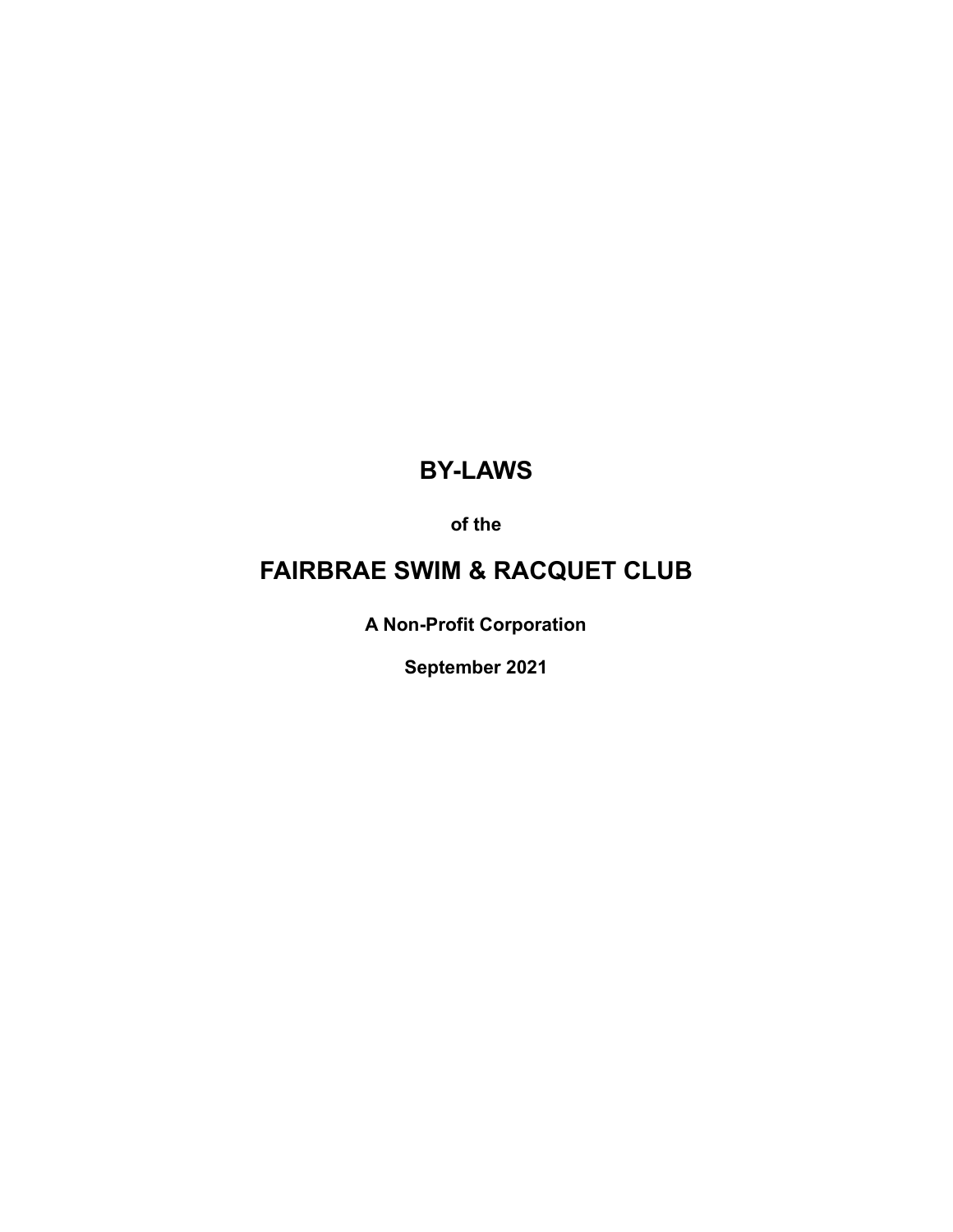# BY-LAWS

**of the**

# FAIRBRAE SWIM & RACQUET CLUB

**A Non-Profit Corporation**

**September 2021**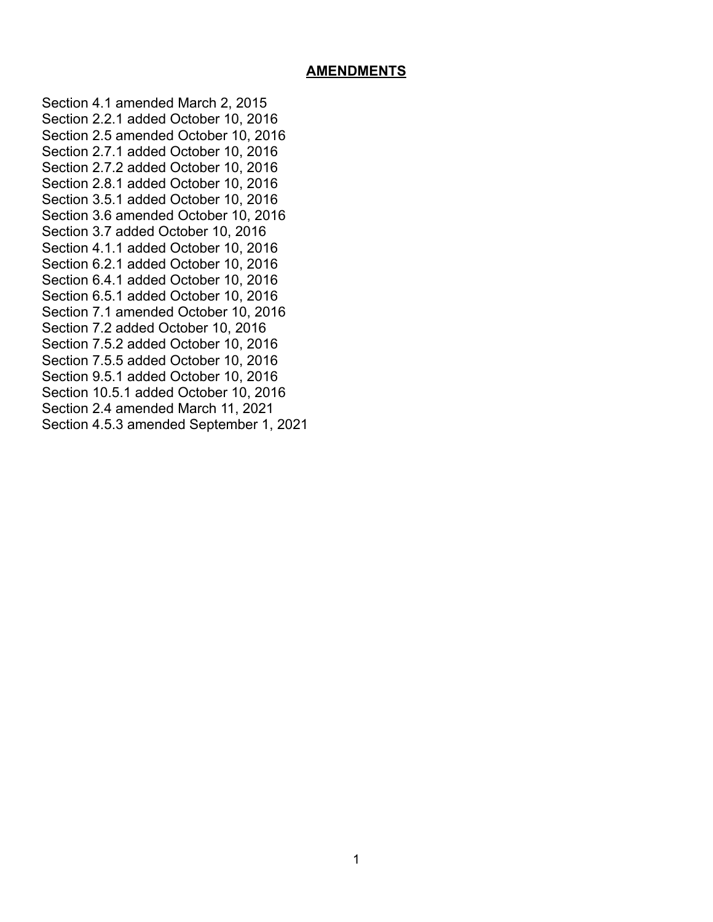## AMENDMENTS

Section 4.1 amended March 2, 2015
Section 2.2.1 added October 10, 2016
Section 2.5 amended October 10, 2016
Section 2.7.1 added October 10, 2016
Section 2.7.2 added October 10, 2016
Section 2.8.1 added October 10, 2016
Section 3.5.1 added October 10, 2016
Section 3.6 amended October 10, 2016
Section 3.7 added October 10, 2016
Section 4.1.1 added October 10, 2016
Section 6.2.1 added October 10, 2016
Section 6.4.1 added October 10, 2016
Section 6.5.1 added October 10, 2016
Section 7.1 amended October 10, 2016
Section 7.2 added October 10, 2016
Section 7.5.2 added October 10, 2016
Section 7.5.5 added October 10, 2016
Section 9.5.1 added October 10, 2016
Section 10.5.1 added October 10, 2016
Section 2.4 amended March 11, 2021
Section 4.5.3 amended September 1, 2021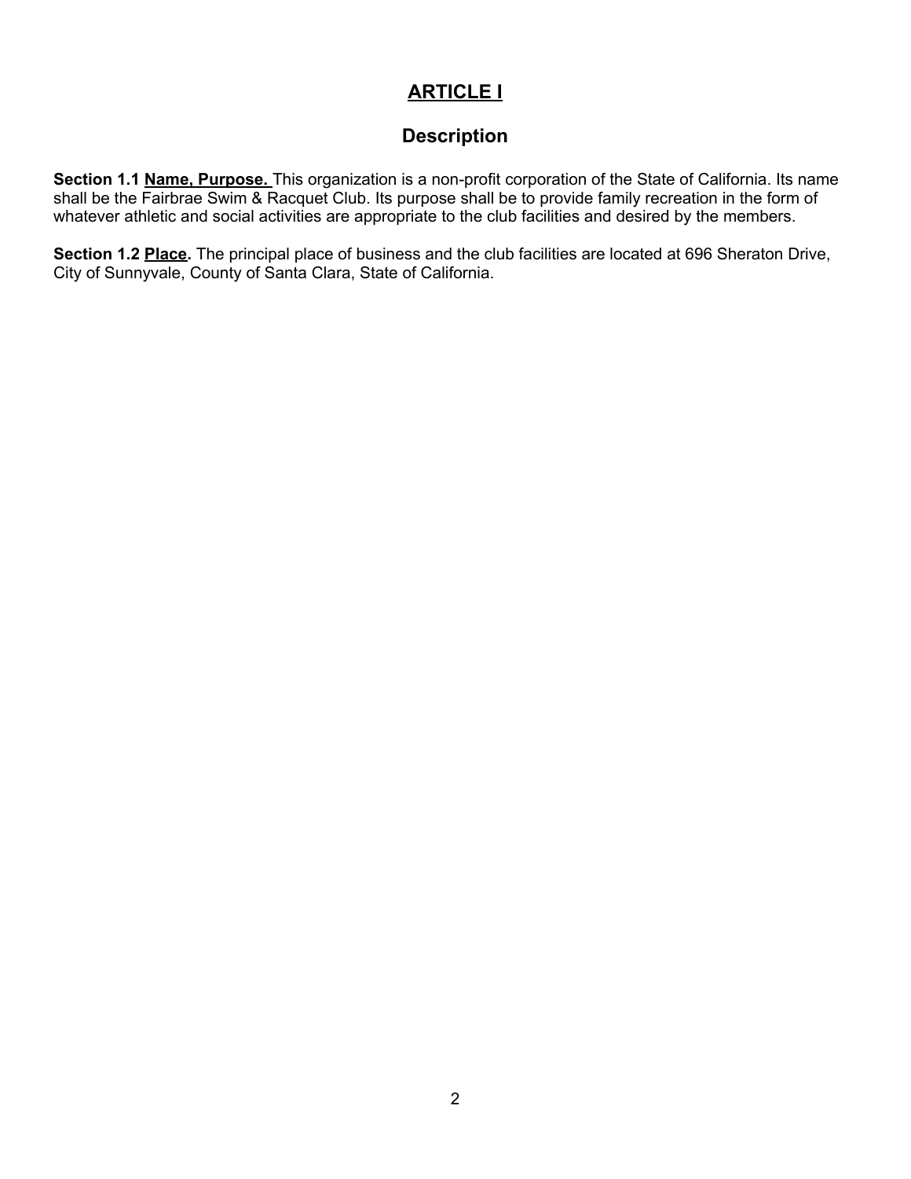# ARTICLE I

## Description

**Section 1.1 Name, Purpose.** This organization is a non-profit corporation of the State of California. Its name shall be the Fairbrae Swim & Racquet Club. Its purpose shall be to provide family recreation in the form of whatever athletic and social activities are appropriate to the club facilities and desired by the members.

**Section 1.2 Place.** The principal place of business and the club facilities are located at 696 Sheraton Drive, City of Sunnyvale, County of Santa Clara, State of California.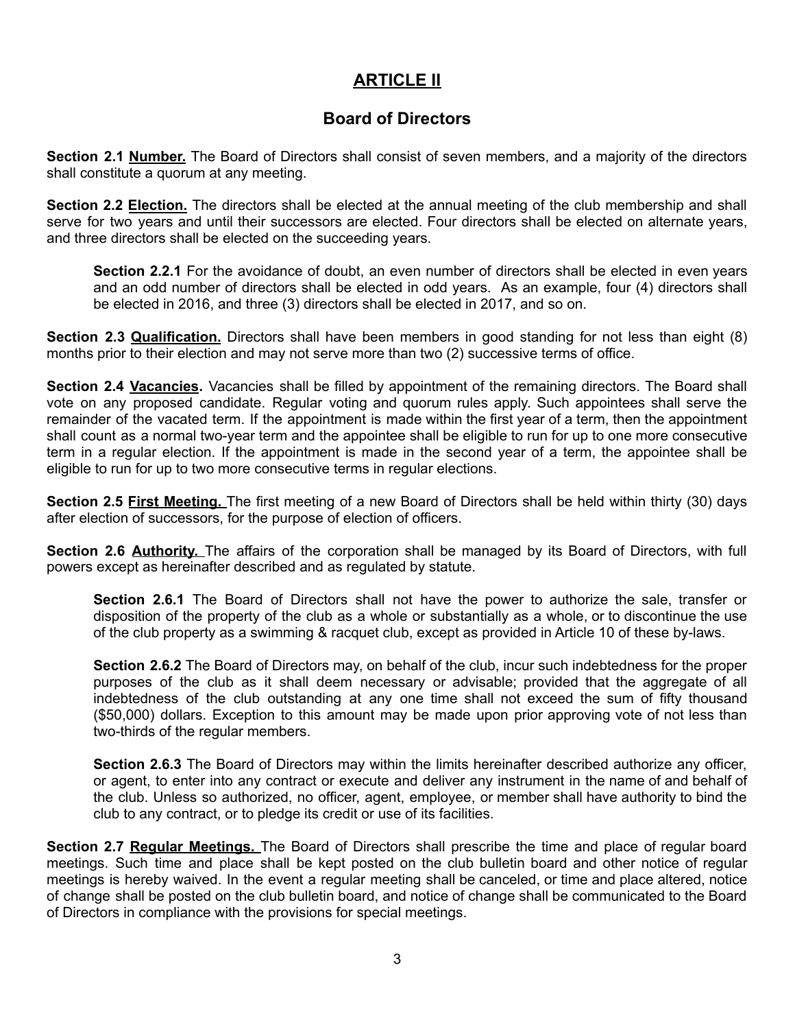# ARTICLE II

## Board of Directors

**Section 2.1 Number.** The Board of Directors shall consist of seven members, and a majority of the directors shall constitute a quorum at any meeting.

**Section 2.2 Election.** The directors shall be elected at the annual meeting of the club membership and shall serve for two years and until their successors are elected. Four directors shall be elected on alternate years, and three directors shall be elected on the succeeding years.

> **Section 2.2.1** For the avoidance of doubt, an even number of directors shall be elected in even years and an odd number of directors shall be elected in odd years. As an example, four (4) directors shall be elected in 2016, and three (3) directors shall be elected in 2017, and so on.

**Section 2.3 Qualification.** Directors shall have been members in good standing for not less than eight (8) months prior to their election and may not serve more than two (2) successive terms of office.

**Section 2.4 Vacancies.** Vacancies shall be filled by appointment of the remaining directors. The Board shall vote on any proposed candidate. Regular voting and quorum rules apply. Such appointees shall serve the remainder of the vacated term. If the appointment is made within the first year of a term, then the appointment shall count as a normal two-year term and the appointee shall be eligible to run for up to one more consecutive term in a regular election. If the appointment is made in the second year of a term, the appointee shall be eligible to run for up to two more consecutive terms in regular elections.

**Section 2.5 First Meeting.** The first meeting of a new Board of Directors shall be held within thirty (30) days after election of successors, for the purpose of election of officers.

**Section 2.6 Authority.** The affairs of the corporation shall be managed by its Board of Directors, with full powers except as hereinafter described and as regulated by statute.

> **Section 2.6.1** The Board of Directors shall not have the power to authorize the sale, transfer or disposition of the property of the club as a whole or substantially as a whole, or to discontinue the use of the club property as a swimming & racquet club, except as provided in Article 10 of these by-laws.
>
> **Section 2.6.2** The Board of Directors may, on behalf of the club, incur such indebtedness for the proper purposes of the club as it shall deem necessary or advisable; provided that the aggregate of all indebtedness of the club outstanding at any one time shall not exceed the sum of fifty thousand ($50,000) dollars. Exception to this amount may be made upon prior approving vote of not less than two-thirds of the regular members.
>
> **Section 2.6.3** The Board of Directors may within the limits hereinafter described authorize any officer, or agent, to enter into any contract or execute and deliver any instrument in the name of and behalf of the club. Unless so authorized, no officer, agent, employee, or member shall have authority to bind the club to any contract, or to pledge its credit or use of its facilities.

**Section 2.7 Regular Meetings.** The Board of Directors shall prescribe the time and place of regular board meetings. Such time and place shall be kept posted on the club bulletin board and other notice of regular meetings is hereby waived. In the event a regular meeting shall be canceled, or time and place altered, notice of change shall be posted on the club bulletin board, and notice of change shall be communicated to the Board of Directors in compliance with the provisions for special meetings.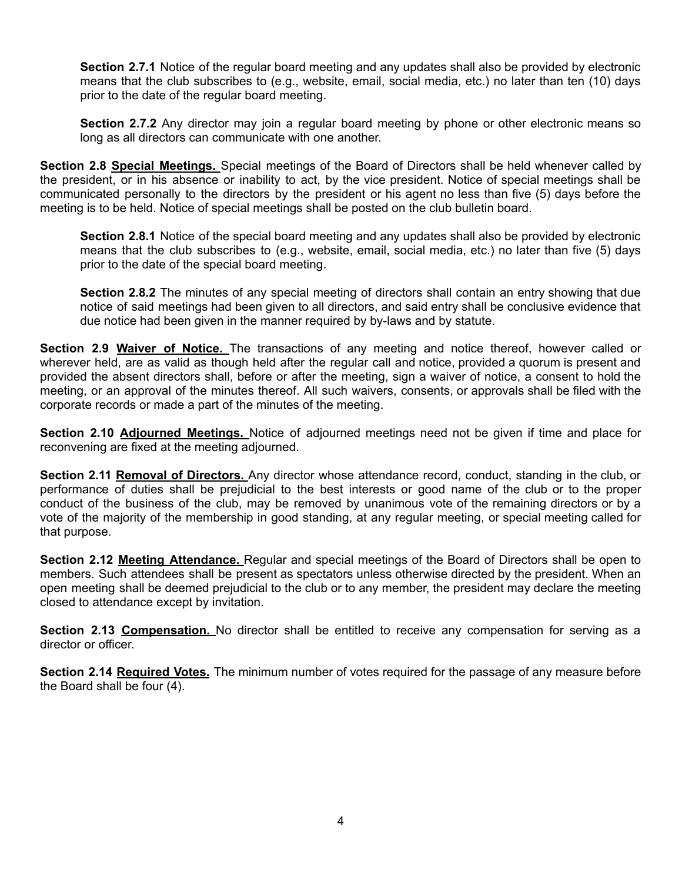**Section 2.7.1** Notice of the regular board meeting and any updates shall also be provided by electronic means that the club subscribes to (e.g., website, email, social media, etc.) no later than ten (10) days prior to the date of the regular board meeting.

**Section 2.7.2** Any director may join a regular board meeting by phone or other electronic means so long as all directors can communicate with one another.

**Section 2.8** **Special Meetings.** Special meetings of the Board of Directors shall be held whenever called by the president, or in his absence or inability to act, by the vice president. Notice of special meetings shall be communicated personally to the directors by the president or his agent no less than five (5) days before the meeting is to be held. Notice of special meetings shall be posted on the club bulletin board.

**Section 2.8.1** Notice of the special board meeting and any updates shall also be provided by electronic means that the club subscribes to (e.g., website, email, social media, etc.) no later than five (5) days prior to the date of the special board meeting.

**Section 2.8.2** The minutes of any special meeting of directors shall contain an entry showing that due notice of said meetings had been given to all directors, and said entry shall be conclusive evidence that due notice had been given in the manner required by by-laws and by statute.

**Section 2.9** **Waiver of Notice.** The transactions of any meeting and notice thereof, however called or wherever held, are as valid as though held after the regular call and notice, provided a quorum is present and provided the absent directors shall, before or after the meeting, sign a waiver of notice, a consent to hold the meeting, or an approval of the minutes thereof. All such waivers, consents, or approvals shall be filed with the corporate records or made a part of the minutes of the meeting.

**Section 2.10** **Adjourned Meetings.** Notice of adjourned meetings need not be given if time and place for reconvening are fixed at the meeting adjourned.

**Section 2.11** **Removal of Directors.** Any director whose attendance record, conduct, standing in the club, or performance of duties shall be prejudicial to the best interests or good name of the club or to the proper conduct of the business of the club, may be removed by unanimous vote of the remaining directors or by a vote of the majority of the membership in good standing, at any regular meeting, or special meeting called for that purpose.

**Section 2.12** **Meeting Attendance.** Regular and special meetings of the Board of Directors shall be open to members. Such attendees shall be present as spectators unless otherwise directed by the president. When an open meeting shall be deemed prejudicial to the club or to any member, the president may declare the meeting closed to attendance except by invitation.

**Section 2.13** **Compensation.** No director shall be entitled to receive any compensation for serving as a director or officer.

**Section 2.14** **Required Votes.** The minimum number of votes required for the passage of any measure before the Board shall be four (4).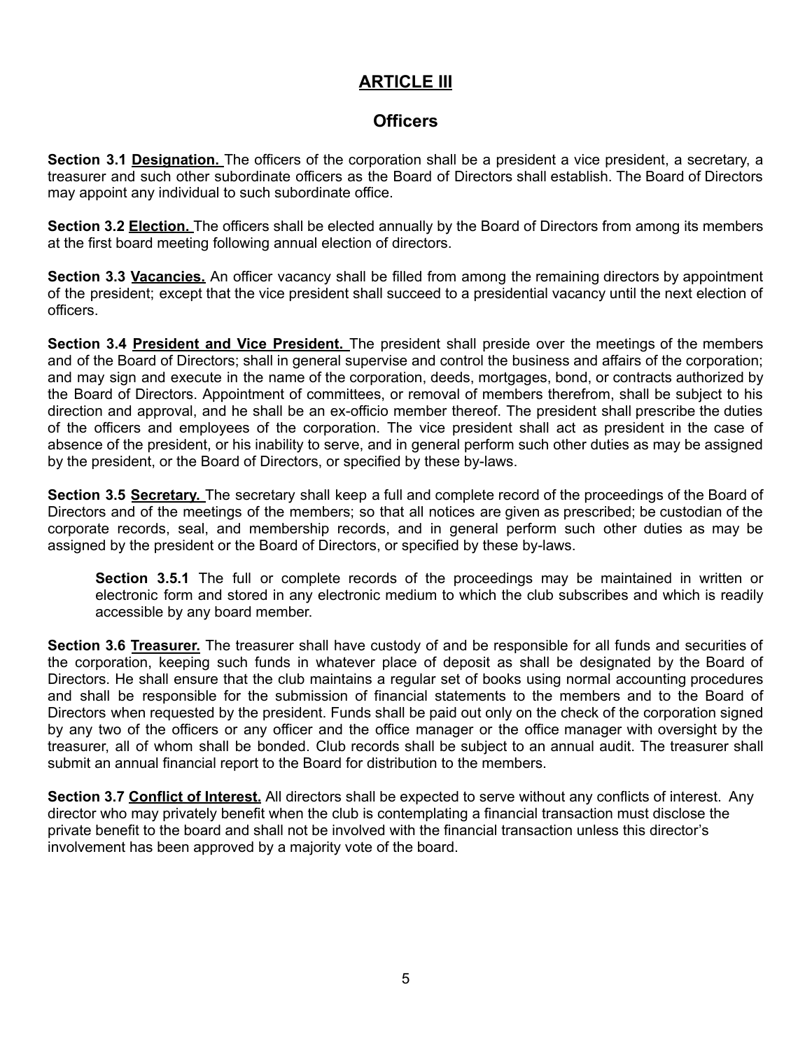# ARTICLE III

## Officers

**Section 3.1 Designation.** The officers of the corporation shall be a president a vice president, a secretary, a treasurer and such other subordinate officers as the Board of Directors shall establish. The Board of Directors may appoint any individual to such subordinate office.

**Section 3.2 Election.** The officers shall be elected annually by the Board of Directors from among its members at the first board meeting following annual election of directors.

**Section 3.3 Vacancies.** An officer vacancy shall be filled from among the remaining directors by appointment of the president; except that the vice president shall succeed to a presidential vacancy until the next election of officers.

**Section 3.4 President and Vice President.** The president shall preside over the meetings of the members and of the Board of Directors; shall in general supervise and control the business and affairs of the corporation; and may sign and execute in the name of the corporation, deeds, mortgages, bond, or contracts authorized by the Board of Directors. Appointment of committees, or removal of members therefrom, shall be subject to his direction and approval, and he shall be an ex-officio member thereof. The president shall prescribe the duties of the officers and employees of the corporation. The vice president shall act as president in the case of absence of the president, or his inability to serve, and in general perform such other duties as may be assigned by the president, or the Board of Directors, or specified by these by-laws.

**Section 3.5 Secretary.** The secretary shall keep a full and complete record of the proceedings of the Board of Directors and of the meetings of the members; so that all notices are given as prescribed; be custodian of the corporate records, seal, and membership records, and in general perform such other duties as may be assigned by the president or the Board of Directors, or specified by these by-laws.

> **Section 3.5.1** The full or complete records of the proceedings may be maintained in written or electronic form and stored in any electronic medium to which the club subscribes and which is readily accessible by any board member.

**Section 3.6 Treasurer.** The treasurer shall have custody of and be responsible for all funds and securities of the corporation, keeping such funds in whatever place of deposit as shall be designated by the Board of Directors. He shall ensure that the club maintains a regular set of books using normal accounting procedures and shall be responsible for the submission of financial statements to the members and to the Board of Directors when requested by the president. Funds shall be paid out only on the check of the corporation signed by any two of the officers or any officer and the office manager or the office manager with oversight by the treasurer, all of whom shall be bonded. Club records shall be subject to an annual audit. The treasurer shall submit an annual financial report to the Board for distribution to the members.

**Section 3.7 Conflict of Interest.** All directors shall be expected to serve without any conflicts of interest. Any director who may privately benefit when the club is contemplating a financial transaction must disclose the private benefit to the board and shall not be involved with the financial transaction unless this director's involvement has been approved by a majority vote of the board.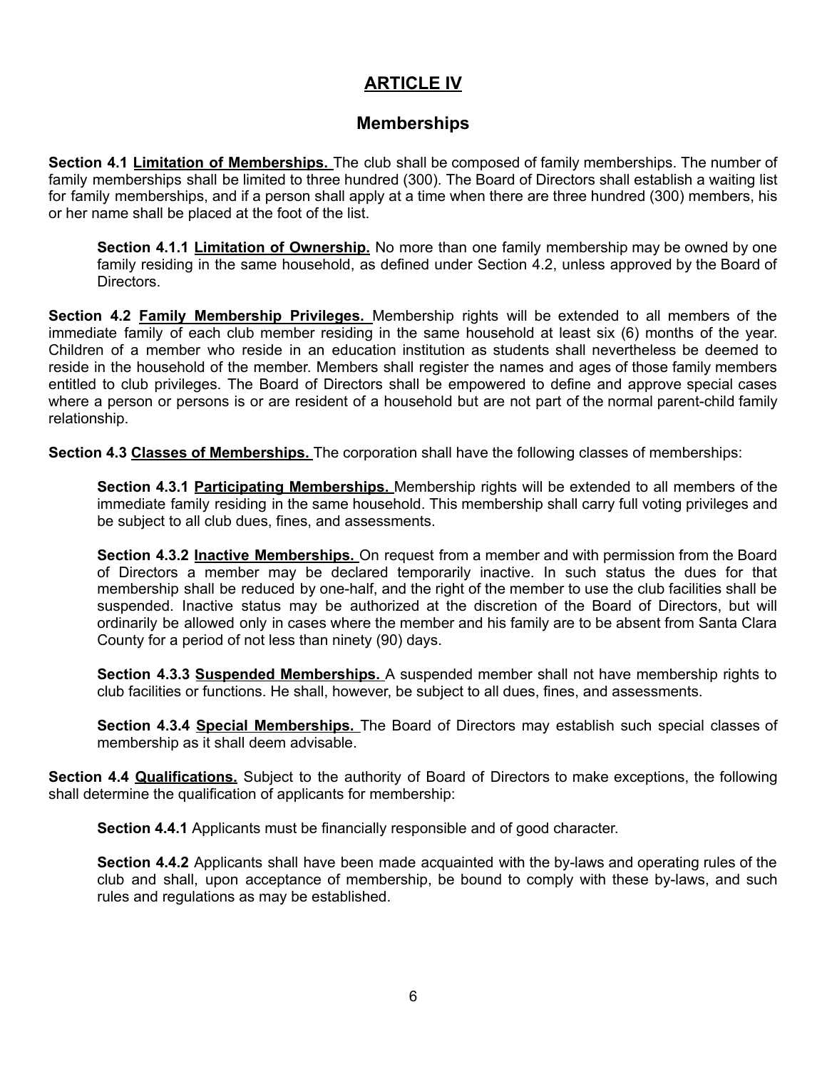## ARTICLE IV

## Memberships

**Section 4.1 Limitation of Memberships.** The club shall be composed of family memberships. The number of family memberships shall be limited to three hundred (300). The Board of Directors shall establish a waiting list for family memberships, and if a person shall apply at a time when there are three hundred (300) members, his or her name shall be placed at the foot of the list.

**Section 4.1.1 Limitation of Ownership.** No more than one family membership may be owned by one family residing in the same household, as defined under Section 4.2, unless approved by the Board of Directors.

**Section 4.2 Family Membership Privileges.** Membership rights will be extended to all members of the immediate family of each club member residing in the same household at least six (6) months of the year. Children of a member who reside in an education institution as students shall nevertheless be deemed to reside in the household of the member. Members shall register the names and ages of those family members entitled to club privileges. The Board of Directors shall be empowered to define and approve special cases where a person or persons is or are resident of a household but are not part of the normal parent-child family relationship.

**Section 4.3 Classes of Memberships.** The corporation shall have the following classes of memberships:

**Section 4.3.1 Participating Memberships.** Membership rights will be extended to all members of the immediate family residing in the same household. This membership shall carry full voting privileges and be subject to all club dues, fines, and assessments.

**Section 4.3.2 Inactive Memberships.** On request from a member and with permission from the Board of Directors a member may be declared temporarily inactive. In such status the dues for that membership shall be reduced by one-half, and the right of the member to use the club facilities shall be suspended. Inactive status may be authorized at the discretion of the Board of Directors, but will ordinarily be allowed only in cases where the member and his family are to be absent from Santa Clara County for a period of not less than ninety (90) days.

**Section 4.3.3 Suspended Memberships.** A suspended member shall not have membership rights to club facilities or functions. He shall, however, be subject to all dues, fines, and assessments.

**Section 4.3.4 Special Memberships.** The Board of Directors may establish such special classes of membership as it shall deem advisable.

**Section 4.4 Qualifications.** Subject to the authority of Board of Directors to make exceptions, the following shall determine the qualification of applicants for membership:

**Section 4.4.1** Applicants must be financially responsible and of good character.

**Section 4.4.2** Applicants shall have been made acquainted with the by-laws and operating rules of the club and shall, upon acceptance of membership, be bound to comply with these by-laws, and such rules and regulations as may be established.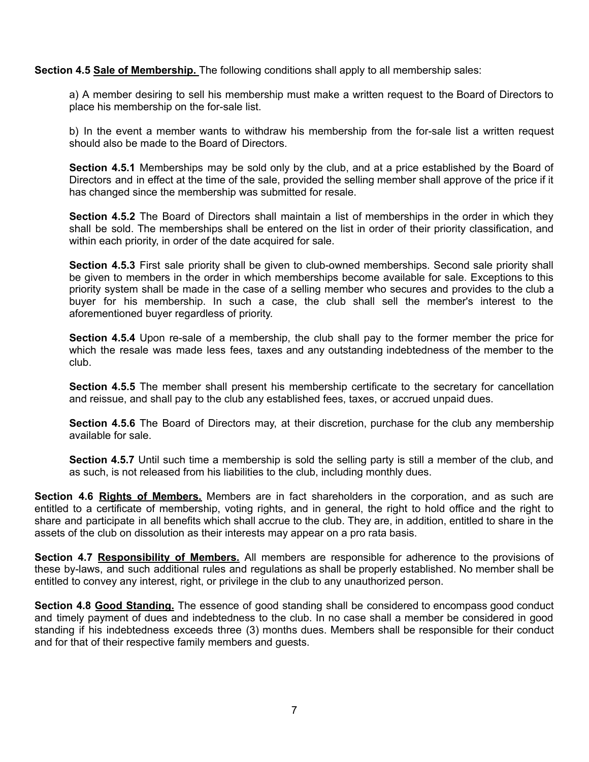**Section 4.5 Sale of Membership.** The following conditions shall apply to all membership sales:

a) A member desiring to sell his membership must make a written request to the Board of Directors to place his membership on the for-sale list.

b) In the event a member wants to withdraw his membership from the for-sale list a written request should also be made to the Board of Directors.

**Section 4.5.1** Memberships may be sold only by the club, and at a price established by the Board of Directors and in effect at the time of the sale, provided the selling member shall approve of the price if it has changed since the membership was submitted for resale.

**Section 4.5.2** The Board of Directors shall maintain a list of memberships in the order in which they shall be sold. The memberships shall be entered on the list in order of their priority classification, and within each priority, in order of the date acquired for sale.

**Section 4.5.3** First sale priority shall be given to club-owned memberships. Second sale priority shall be given to members in the order in which memberships become available for sale. Exceptions to this priority system shall be made in the case of a selling member who secures and provides to the club a buyer for his membership. In such a case, the club shall sell the member's interest to the aforementioned buyer regardless of priority.

**Section 4.5.4** Upon re-sale of a membership, the club shall pay to the former member the price for which the resale was made less fees, taxes and any outstanding indebtedness of the member to the club.

**Section 4.5.5** The member shall present his membership certificate to the secretary for cancellation and reissue, and shall pay to the club any established fees, taxes, or accrued unpaid dues.

**Section 4.5.6** The Board of Directors may, at their discretion, purchase for the club any membership available for sale.

**Section 4.5.7** Until such time a membership is sold the selling party is still a member of the club, and as such, is not released from his liabilities to the club, including monthly dues.

**Section 4.6 Rights of Members.** Members are in fact shareholders in the corporation, and as such are entitled to a certificate of membership, voting rights, and in general, the right to hold office and the right to share and participate in all benefits which shall accrue to the club. They are, in addition, entitled to share in the assets of the club on dissolution as their interests may appear on a pro rata basis.

**Section 4.7 Responsibility of Members.** All members are responsible for adherence to the provisions of these by-laws, and such additional rules and regulations as shall be properly established. No member shall be entitled to convey any interest, right, or privilege in the club to any unauthorized person.

**Section 4.8 Good Standing.** The essence of good standing shall be considered to encompass good conduct and timely payment of dues and indebtedness to the club. In no case shall a member be considered in good standing if his indebtedness exceeds three (3) months dues. Members shall be responsible for their conduct and for that of their respective family members and guests.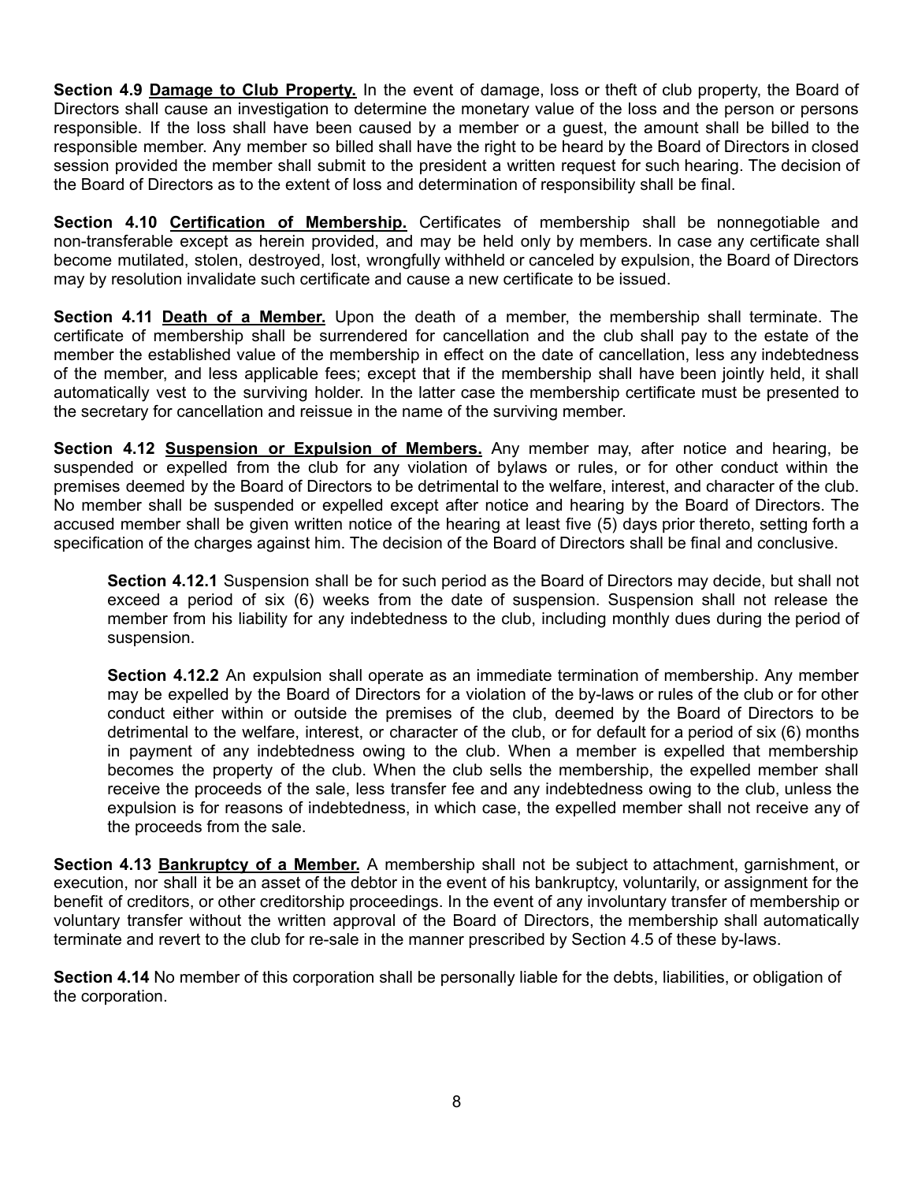**Section 4.9 Damage to Club Property.** In the event of damage, loss or theft of club property, the Board of Directors shall cause an investigation to determine the monetary value of the loss and the person or persons responsible. If the loss shall have been caused by a member or a guest, the amount shall be billed to the responsible member. Any member so billed shall have the right to be heard by the Board of Directors in closed session provided the member shall submit to the president a written request for such hearing. The decision of the Board of Directors as to the extent of loss and determination of responsibility shall be final.

**Section 4.10 Certification of Membership.** Certificates of membership shall be nonnegotiable and non-transferable except as herein provided, and may be held only by members. In case any certificate shall become mutilated, stolen, destroyed, lost, wrongfully withheld or canceled by expulsion, the Board of Directors may by resolution invalidate such certificate and cause a new certificate to be issued.

**Section 4.11 Death of a Member.** Upon the death of a member, the membership shall terminate. The certificate of membership shall be surrendered for cancellation and the club shall pay to the estate of the member the established value of the membership in effect on the date of cancellation, less any indebtedness of the member, and less applicable fees; except that if the membership shall have been jointly held, it shall automatically vest to the surviving holder. In the latter case the membership certificate must be presented to the secretary for cancellation and reissue in the name of the surviving member.

**Section 4.12 Suspension or Expulsion of Members.** Any member may, after notice and hearing, be suspended or expelled from the club for any violation of bylaws or rules, or for other conduct within the premises deemed by the Board of Directors to be detrimental to the welfare, interest, and character of the club. No member shall be suspended or expelled except after notice and hearing by the Board of Directors. The accused member shall be given written notice of the hearing at least five (5) days prior thereto, setting forth a specification of the charges against him. The decision of the Board of Directors shall be final and conclusive.

> **Section 4.12.1** Suspension shall be for such period as the Board of Directors may decide, but shall not exceed a period of six (6) weeks from the date of suspension. Suspension shall not release the member from his liability for any indebtedness to the club, including monthly dues during the period of suspension.
>
> **Section 4.12.2** An expulsion shall operate as an immediate termination of membership. Any member may be expelled by the Board of Directors for a violation of the by-laws or rules of the club or for other conduct either within or outside the premises of the club, deemed by the Board of Directors to be detrimental to the welfare, interest, or character of the club, or for default for a period of six (6) months in payment of any indebtedness owing to the club. When a member is expelled that membership becomes the property of the club. When the club sells the membership, the expelled member shall receive the proceeds of the sale, less transfer fee and any indebtedness owing to the club, unless the expulsion is for reasons of indebtedness, in which case, the expelled member shall not receive any of the proceeds from the sale.

**Section 4.13 Bankruptcy of a Member.** A membership shall not be subject to attachment, garnishment, or execution, nor shall it be an asset of the debtor in the event of his bankruptcy, voluntarily, or assignment for the benefit of creditors, or other creditorship proceedings. In the event of any involuntary transfer of membership or voluntary transfer without the written approval of the Board of Directors, the membership shall automatically terminate and revert to the club for re-sale in the manner prescribed by Section 4.5 of these by-laws.

**Section 4.14** No member of this corporation shall be personally liable for the debts, liabilities, or obligation of the corporation.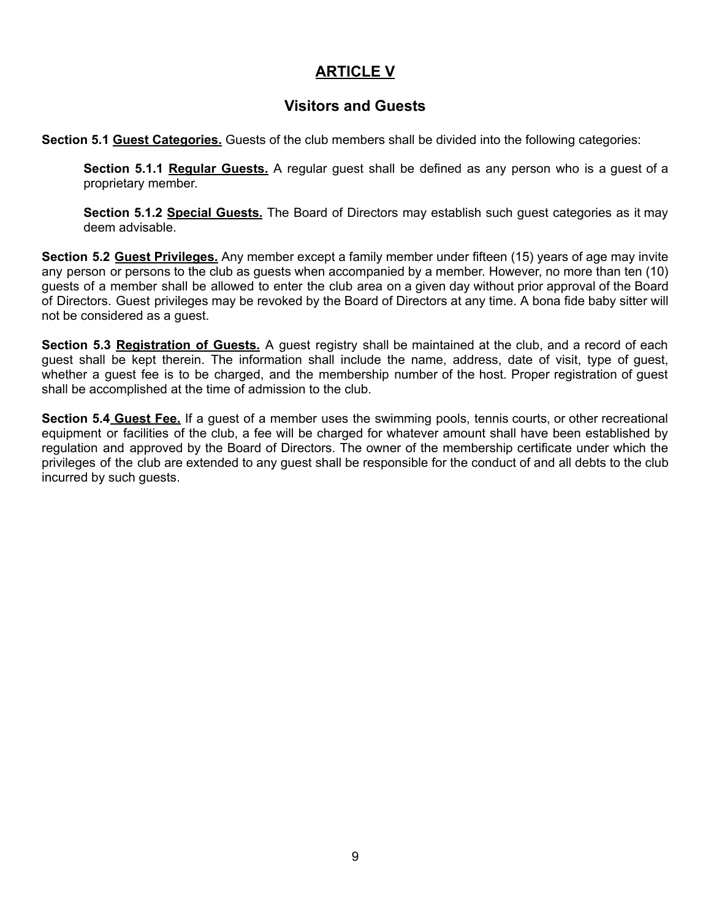## ARTICLE V

### Visitors and Guests

**Section 5.1 Guest Categories.** Guests of the club members shall be divided into the following categories:

> **Section 5.1.1 Regular Guests.** A regular guest shall be defined as any person who is a guest of a proprietary member.
>
> **Section 5.1.2 Special Guests.** The Board of Directors may establish such guest categories as it may deem advisable.

**Section 5.2 Guest Privileges.** Any member except a family member under fifteen (15) years of age may invite any person or persons to the club as guests when accompanied by a member. However, no more than ten (10) guests of a member shall be allowed to enter the club area on a given day without prior approval of the Board of Directors. Guest privileges may be revoked by the Board of Directors at any time. A bona fide baby sitter will not be considered as a guest.

**Section 5.3 Registration of Guests.** A guest registry shall be maintained at the club, and a record of each guest shall be kept therein. The information shall include the name, address, date of visit, type of guest, whether a guest fee is to be charged, and the membership number of the host. Proper registration of guest shall be accomplished at the time of admission to the club.

**Section 5.4 Guest Fee.** If a guest of a member uses the swimming pools, tennis courts, or other recreational equipment or facilities of the club, a fee will be charged for whatever amount shall have been established by regulation and approved by the Board of Directors. The owner of the membership certificate under which the privileges of the club are extended to any guest shall be responsible for the conduct of and all debts to the club incurred by such guests.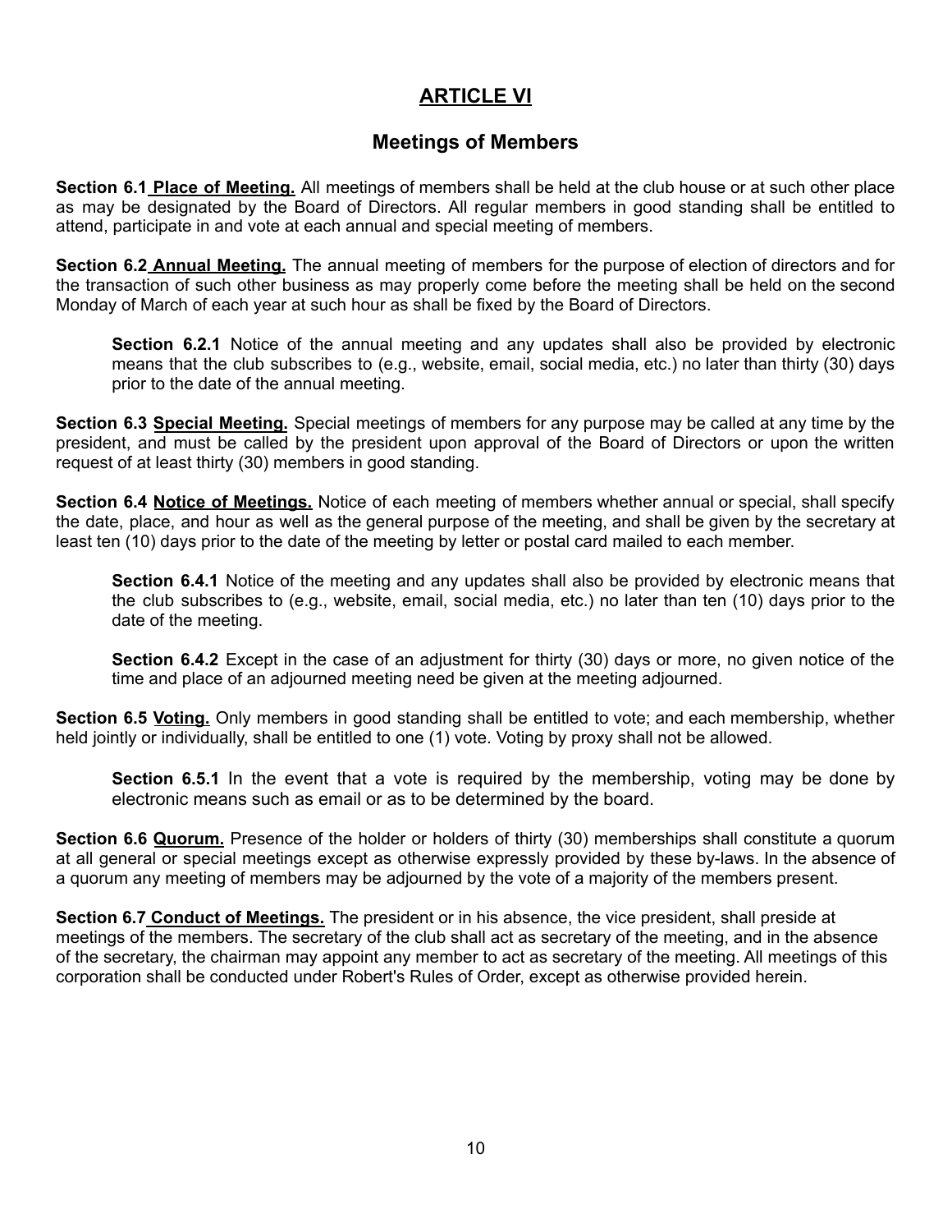## ARTICLE VI

### Meetings of Members

**Section 6.1 Place of Meeting.** All meetings of members shall be held at the club house or at such other place as may be designated by the Board of Directors. All regular members in good standing shall be entitled to attend, participate in and vote at each annual and special meeting of members.

**Section 6.2 Annual Meeting.** The annual meeting of members for the purpose of election of directors and for the transaction of such other business as may properly come before the meeting shall be held on the second Monday of March of each year at such hour as shall be fixed by the Board of Directors.

> **Section 6.2.1** Notice of the annual meeting and any updates shall also be provided by electronic means that the club subscribes to (e.g., website, email, social media, etc.) no later than thirty (30) days prior to the date of the annual meeting.

**Section 6.3 Special Meeting.** Special meetings of members for any purpose may be called at any time by the president, and must be called by the president upon approval of the Board of Directors or upon the written request of at least thirty (30) members in good standing.

**Section 6.4 Notice of Meetings.** Notice of each meeting of members whether annual or special, shall specify the date, place, and hour as well as the general purpose of the meeting, and shall be given by the secretary at least ten (10) days prior to the date of the meeting by letter or postal card mailed to each member.

> **Section 6.4.1** Notice of the meeting and any updates shall also be provided by electronic means that the club subscribes to (e.g., website, email, social media, etc.) no later than ten (10) days prior to the date of the meeting.
>
> **Section 6.4.2** Except in the case of an adjustment for thirty (30) days or more, no given notice of the time and place of an adjourned meeting need be given at the meeting adjourned.

**Section 6.5 Voting.** Only members in good standing shall be entitled to vote; and each membership, whether held jointly or individually, shall be entitled to one (1) vote. Voting by proxy shall not be allowed.

> **Section 6.5.1** In the event that a vote is required by the membership, voting may be done by electronic means such as email or as to be determined by the board.

**Section 6.6 Quorum.** Presence of the holder or holders of thirty (30) memberships shall constitute a quorum at all general or special meetings except as otherwise expressly provided by these by-laws. In the absence of a quorum any meeting of members may be adjourned by the vote of a majority of the members present.

**Section 6.7 Conduct of Meetings.** The president or in his absence, the vice president, shall preside at meetings of the members. The secretary of the club shall act as secretary of the meeting, and in the absence of the secretary, the chairman may appoint any member to act as secretary of the meeting. All meetings of this corporation shall be conducted under Robert's Rules of Order, except as otherwise provided herein.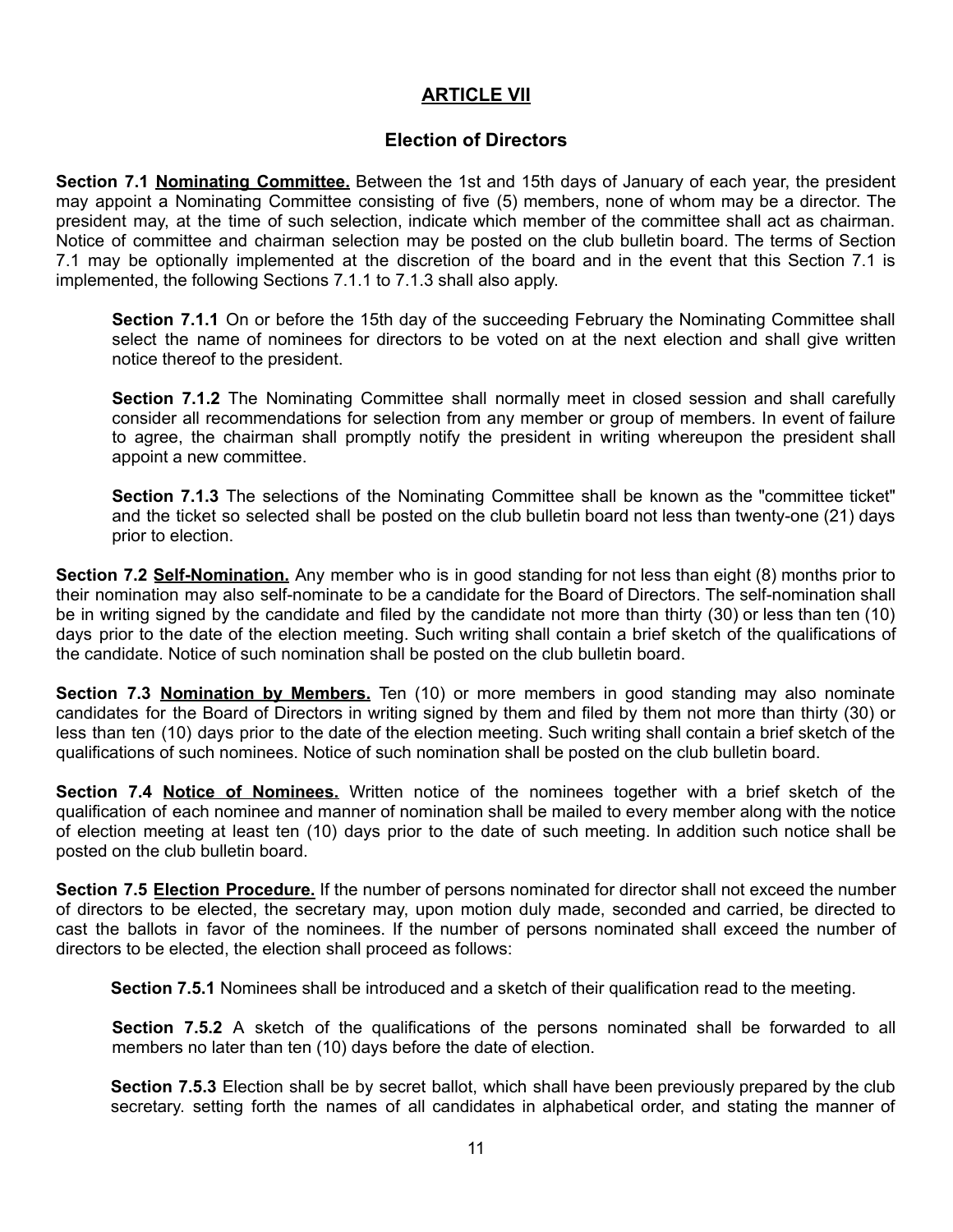## ARTICLE VII

### Election of Directors

**Section 7.1 Nominating Committee.** Between the 1st and 15th days of January of each year, the president may appoint a Nominating Committee consisting of five (5) members, none of whom may be a director. The president may, at the time of such selection, indicate which member of the committee shall act as chairman. Notice of committee and chairman selection may be posted on the club bulletin board. The terms of Section 7.1 may be optionally implemented at the discretion of the board and in the event that this Section 7.1 is implemented, the following Sections 7.1.1 to 7.1.3 shall also apply.

> **Section 7.1.1** On or before the 15th day of the succeeding February the Nominating Committee shall select the name of nominees for directors to be voted on at the next election and shall give written notice thereof to the president.
>
> **Section 7.1.2** The Nominating Committee shall normally meet in closed session and shall carefully consider all recommendations for selection from any member or group of members. In event of failure to agree, the chairman shall promptly notify the president in writing whereupon the president shall appoint a new committee.
>
> **Section 7.1.3** The selections of the Nominating Committee shall be known as the "committee ticket" and the ticket so selected shall be posted on the club bulletin board not less than twenty-one (21) days prior to election.

**Section 7.2 Self-Nomination.** Any member who is in good standing for not less than eight (8) months prior to their nomination may also self-nominate to be a candidate for the Board of Directors. The self-nomination shall be in writing signed by the candidate and filed by the candidate not more than thirty (30) or less than ten (10) days prior to the date of the election meeting. Such writing shall contain a brief sketch of the qualifications of the candidate. Notice of such nomination shall be posted on the club bulletin board.

**Section 7.3 Nomination by Members.** Ten (10) or more members in good standing may also nominate candidates for the Board of Directors in writing signed by them and filed by them not more than thirty (30) or less than ten (10) days prior to the date of the election meeting. Such writing shall contain a brief sketch of the qualifications of such nominees. Notice of such nomination shall be posted on the club bulletin board.

**Section 7.4 Notice of Nominees.** Written notice of the nominees together with a brief sketch of the qualification of each nominee and manner of nomination shall be mailed to every member along with the notice of election meeting at least ten (10) days prior to the date of such meeting. In addition such notice shall be posted on the club bulletin board.

**Section 7.5 Election Procedure.** If the number of persons nominated for director shall not exceed the number of directors to be elected, the secretary may, upon motion duly made, seconded and carried, be directed to cast the ballots in favor of the nominees. If the number of persons nominated shall exceed the number of directors to be elected, the election shall proceed as follows:

> **Section 7.5.1** Nominees shall be introduced and a sketch of their qualification read to the meeting.
>
> **Section 7.5.2** A sketch of the qualifications of the persons nominated shall be forwarded to all members no later than ten (10) days before the date of election.
>
> **Section 7.5.3** Election shall be by secret ballot, which shall have been previously prepared by the club secretary. setting forth the names of all candidates in alphabetical order, and stating the manner of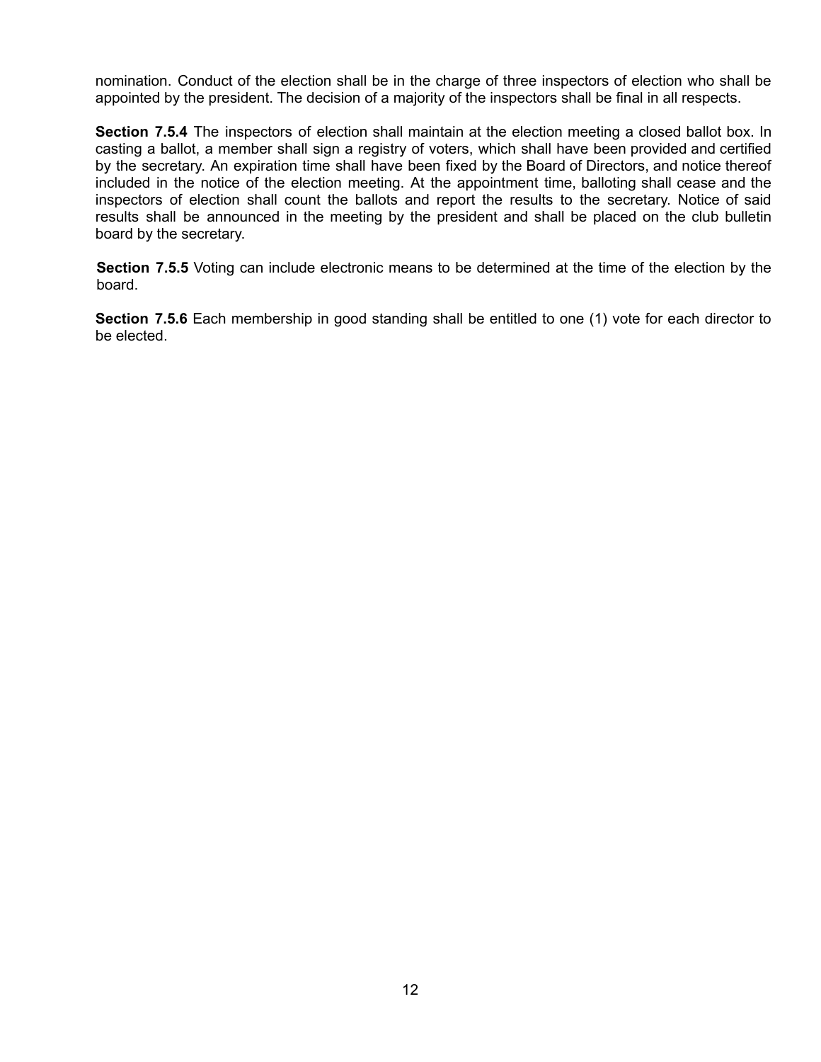nomination. Conduct of the election shall be in the charge of three inspectors of election who shall be appointed by the president. The decision of a majority of the inspectors shall be final in all respects.

**Section 7.5.4** The inspectors of election shall maintain at the election meeting a closed ballot box. In casting a ballot, a member shall sign a registry of voters, which shall have been provided and certified by the secretary. An expiration time shall have been fixed by the Board of Directors, and notice thereof included in the notice of the election meeting. At the appointment time, balloting shall cease and the inspectors of election shall count the ballots and report the results to the secretary. Notice of said results shall be announced in the meeting by the president and shall be placed on the club bulletin board by the secretary.

**Section 7.5.5** Voting can include electronic means to be determined at the time of the election by the board.

**Section 7.5.6** Each membership in good standing shall be entitled to one (1) vote for each director to be elected.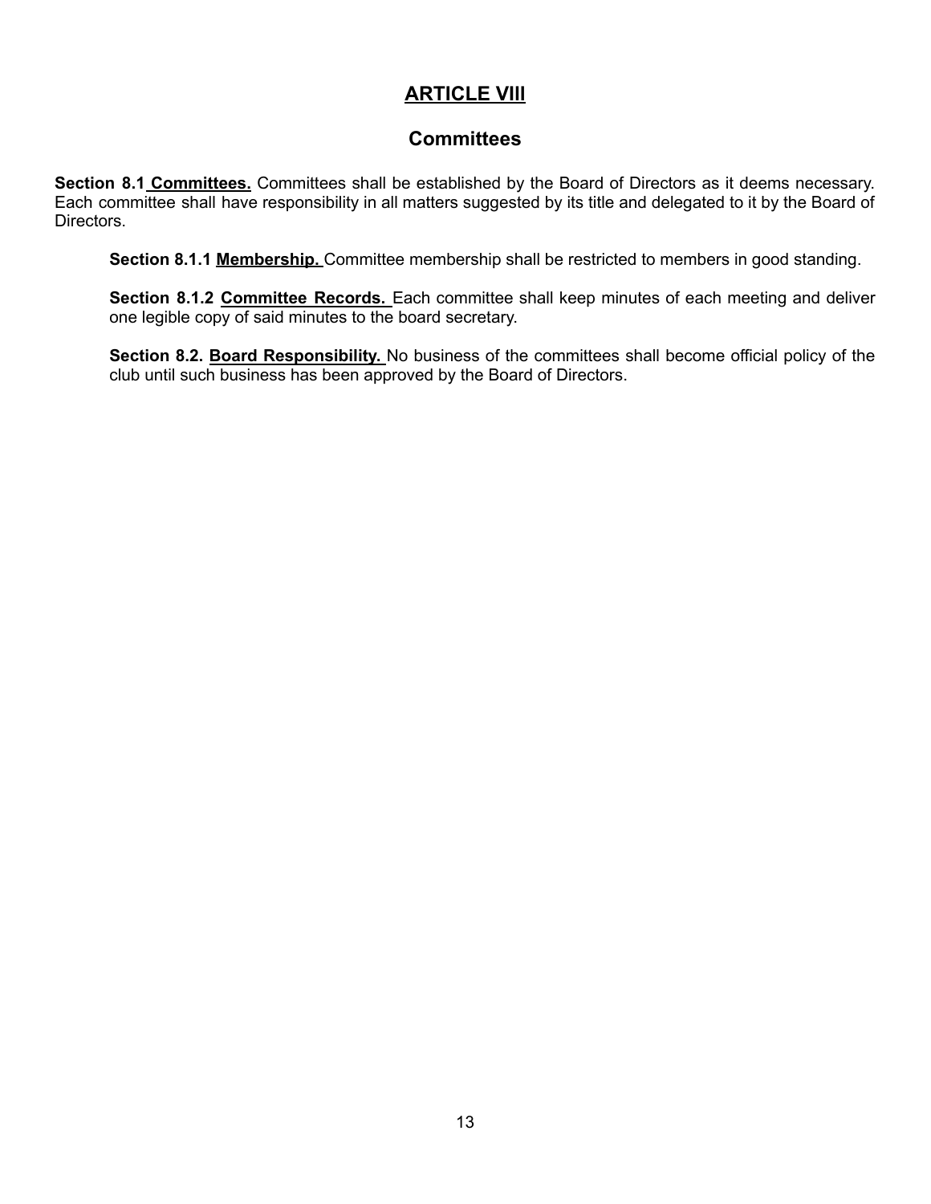# ARTICLE VIII

## Committees

**Section 8.1 Committees.** Committees shall be established by the Board of Directors as it deems necessary. Each committee shall have responsibility in all matters suggested by its title and delegated to it by the Board of Directors.

**Section 8.1.1 Membership.** Committee membership shall be restricted to members in good standing.

**Section 8.1.2 Committee Records.** Each committee shall keep minutes of each meeting and deliver one legible copy of said minutes to the board secretary.

**Section 8.2. Board Responsibility.** No business of the committees shall become official policy of the club until such business has been approved by the Board of Directors.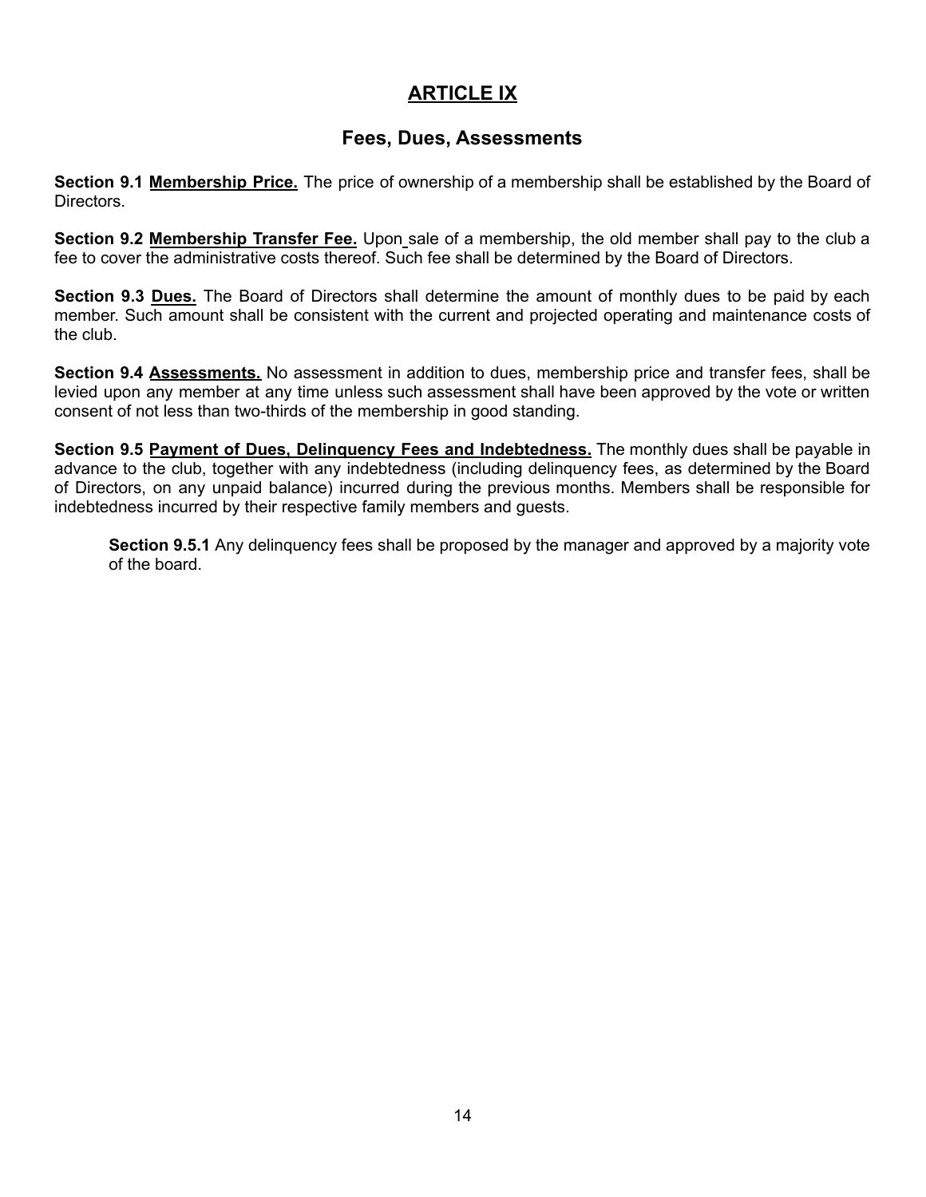# ARTICLE IX

## Fees, Dues, Assessments

**Section 9.1 Membership Price.** The price of ownership of a membership shall be established by the Board of Directors.

**Section 9.2 Membership Transfer Fee.** Upon sale of a membership, the old member shall pay to the club a fee to cover the administrative costs thereof. Such fee shall be determined by the Board of Directors.

**Section 9.3 Dues.** The Board of Directors shall determine the amount of monthly dues to be paid by each member. Such amount shall be consistent with the current and projected operating and maintenance costs of the club.

**Section 9.4 Assessments.** No assessment in addition to dues, membership price and transfer fees, shall be levied upon any member at any time unless such assessment shall have been approved by the vote or written consent of not less than two-thirds of the membership in good standing.

**Section 9.5 Payment of Dues, Delinquency Fees and Indebtedness.** The monthly dues shall be payable in advance to the club, together with any indebtedness (including delinquency fees, as determined by the Board of Directors, on any unpaid balance) incurred during the previous months. Members shall be responsible for indebtedness incurred by their respective family members and guests.

> **Section 9.5.1** Any delinquency fees shall be proposed by the manager and approved by a majority vote of the board.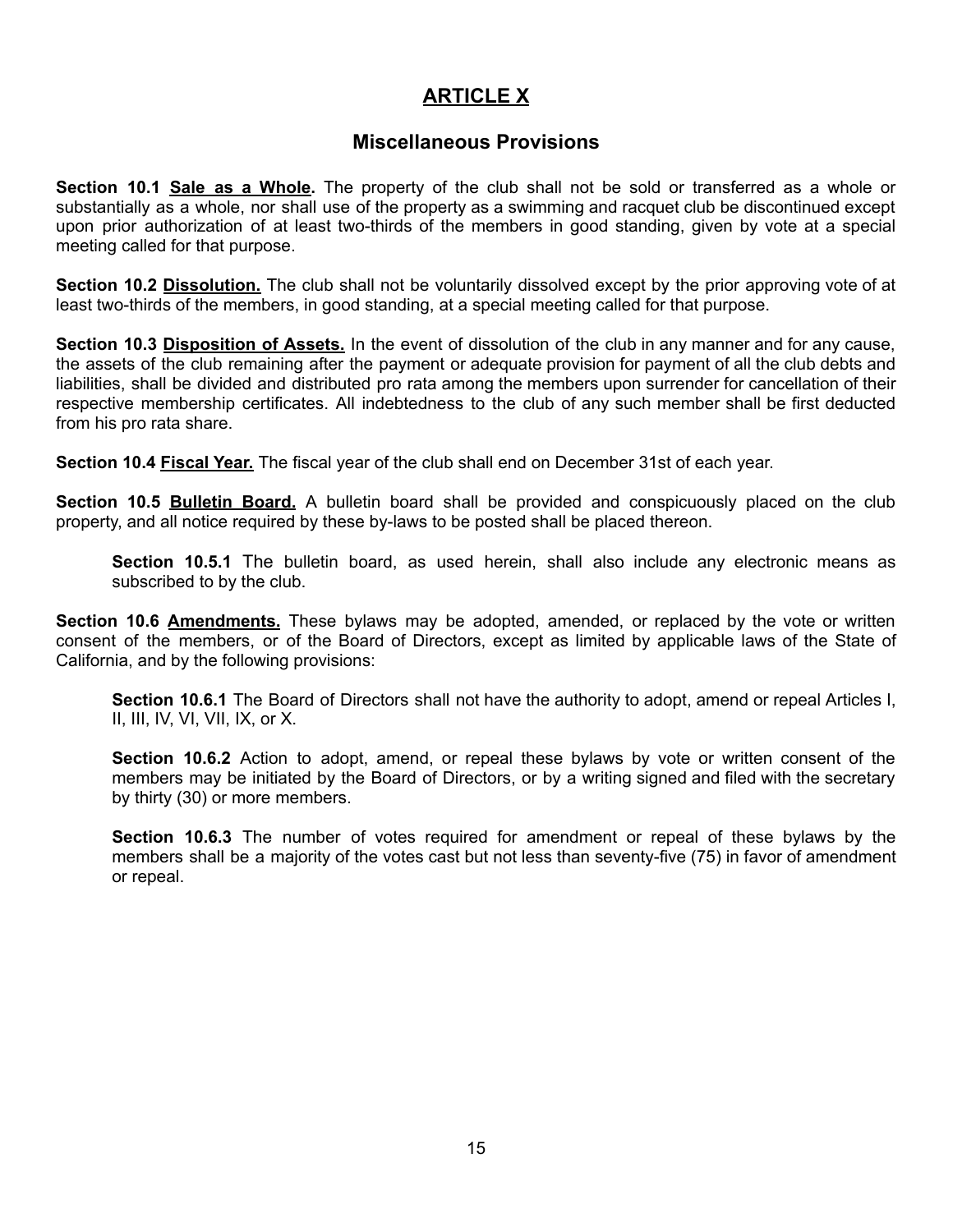# ARTICLE X

## Miscellaneous Provisions

**Section 10.1 Sale as a Whole.** The property of the club shall not be sold or transferred as a whole or substantially as a whole, nor shall use of the property as a swimming and racquet club be discontinued except upon prior authorization of at least two-thirds of the members in good standing, given by vote at a special meeting called for that purpose.

**Section 10.2 Dissolution.** The club shall not be voluntarily dissolved except by the prior approving vote of at least two-thirds of the members, in good standing, at a special meeting called for that purpose.

**Section 10.3 Disposition of Assets.** In the event of dissolution of the club in any manner and for any cause, the assets of the club remaining after the payment or adequate provision for payment of all the club debts and liabilities, shall be divided and distributed pro rata among the members upon surrender for cancellation of their respective membership certificates. All indebtedness to the club of any such member shall be first deducted from his pro rata share.

**Section 10.4 Fiscal Year.** The fiscal year of the club shall end on December 31st of each year.

**Section 10.5 Bulletin Board.** A bulletin board shall be provided and conspicuously placed on the club property, and all notice required by these by-laws to be posted shall be placed thereon.

> **Section 10.5.1** The bulletin board, as used herein, shall also include any electronic means as subscribed to by the club.

**Section 10.6 Amendments.** These bylaws may be adopted, amended, or replaced by the vote or written consent of the members, or of the Board of Directors, except as limited by applicable laws of the State of California, and by the following provisions:

> **Section 10.6.1** The Board of Directors shall not have the authority to adopt, amend or repeal Articles I, II, III, IV, VI, VII, IX, or X.
>
> **Section 10.6.2** Action to adopt, amend, or repeal these bylaws by vote or written consent of the members may be initiated by the Board of Directors, or by a writing signed and filed with the secretary by thirty (30) or more members.
>
> **Section 10.6.3** The number of votes required for amendment or repeal of these bylaws by the members shall be a majority of the votes cast but not less than seventy-five (75) in favor of amendment or repeal.